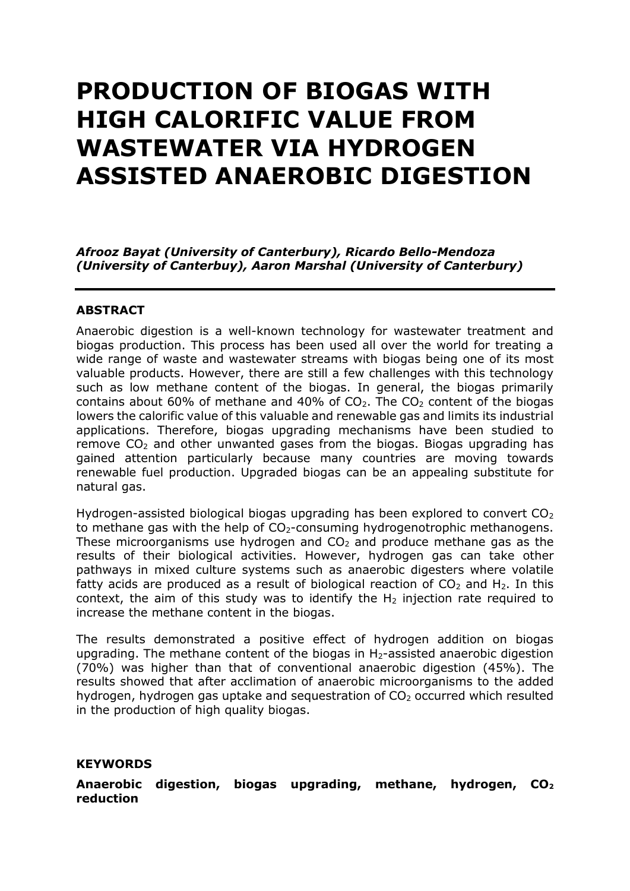# PRODUCTION OF BIOGAS WITH HIGH CALORIFIC VALUE FROM WASTEWATER VIA HYDROGEN ASSISTED ANAEROBIC DIGESTION

***Afrooz Bayat (University of Canterbury), Ricardo Bello-Mendoza (University of Canterbuy), Aaron Marshal (University of Canterbury)***

---

## ABSTRACT

Anaerobic digestion is a well-known technology for wastewater treatment and biogas production. This process has been used all over the world for treating a wide range of waste and wastewater streams with biogas being one of its most valuable products. However, there are still a few challenges with this technology such as low methane content of the biogas. In general, the biogas primarily contains about 60% of methane and 40% of $CO_2$. The $CO_2$ content of the biogas lowers the calorific value of this valuable and renewable gas and limits its industrial applications. Therefore, biogas upgrading mechanisms have been studied to remove $CO_2$ and other unwanted gases from the biogas. Biogas upgrading has gained attention particularly because many countries are moving towards renewable fuel production. Upgraded biogas can be an appealing substitute for natural gas.

Hydrogen-assisted biological biogas upgrading has been explored to convert $CO_2$ to methane gas with the help of $CO_2$-consuming hydrogenotrophic methanogens. These microorganisms use hydrogen and $CO_2$ and produce methane gas as the results of their biological activities. However, hydrogen gas can take other pathways in mixed culture systems such as anaerobic digesters where volatile fatty acids are produced as a result of biological reaction of $CO_2$ and $H_2$. In this context, the aim of this study was to identify the $H_2$ injection rate required to increase the methane content in the biogas.

The results demonstrated a positive effect of hydrogen addition on biogas upgrading. The methane content of the biogas in $H_2$-assisted anaerobic digestion (70%) was higher than that of conventional anaerobic digestion (45%). The results showed that after acclimation of anaerobic microorganisms to the added hydrogen, hydrogen gas uptake and sequestration of $CO_2$ occurred which resulted in the production of high quality biogas.

## KEYWORDS

**Anaerobic digestion, biogas upgrading, methane, hydrogen, $CO_2$ reduction**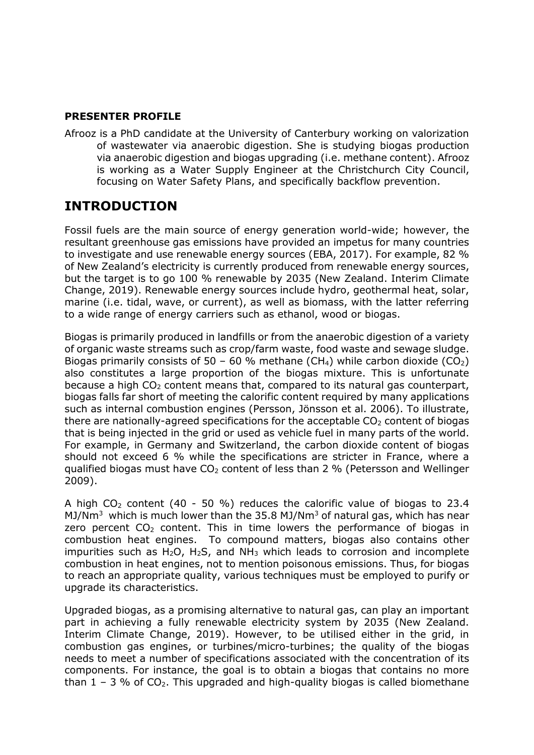**PRESENTER PROFILE**

Afrooz is a PhD candidate at the University of Canterbury working on valorization of wastewater via anaerobic digestion. She is studying biogas production via anaerobic digestion and biogas upgrading (i.e. methane content). Afrooz is working as a Water Supply Engineer at the Christchurch City Council, focusing on Water Safety Plans, and specifically backflow prevention.

## INTRODUCTION

Fossil fuels are the main source of energy generation world-wide; however, the resultant greenhouse gas emissions have provided an impetus for many countries to investigate and use renewable energy sources (EBA, 2017). For example, 82 % of New Zealand's electricity is currently produced from renewable energy sources, but the target is to go 100 % renewable by 2035 (New Zealand. Interim Climate Change, 2019). Renewable energy sources include hydro, geothermal heat, solar, marine (i.e. tidal, wave, or current), as well as biomass, with the latter referring to a wide range of energy carriers such as ethanol, wood or biogas.

Biogas is primarily produced in landfills or from the anaerobic digestion of a variety of organic waste streams such as crop/farm waste, food waste and sewage sludge. Biogas primarily consists of 50 – 60 % methane ($CH_4$) while carbon dioxide ($CO_2$) also constitutes a large proportion of the biogas mixture. This is unfortunate because a high $CO_2$ content means that, compared to its natural gas counterpart, biogas falls far short of meeting the calorific content required by many applications such as internal combustion engines (Persson, Jönsson et al. 2006). To illustrate, there are nationally-agreed specifications for the acceptable $CO_2$ content of biogas that is being injected in the grid or used as vehicle fuel in many parts of the world. For example, in Germany and Switzerland, the carbon dioxide content of biogas should not exceed 6 % while the specifications are stricter in France, where a qualified biogas must have $CO_2$ content of less than 2 % (Petersson and Wellinger 2009).

A high $CO_2$ content (40 - 50 %) reduces the calorific value of biogas to 23.4 $MJ/Nm^3$ which is much lower than the 35.8 $MJ/Nm^3$ of natural gas, which has near zero percent $CO_2$ content. This in time lowers the performance of biogas in combustion heat engines. To compound matters, biogas also contains other impurities such as $H_2O$, $H_2S$, and $NH_3$ which leads to corrosion and incomplete combustion in heat engines, not to mention poisonous emissions. Thus, for biogas to reach an appropriate quality, various techniques must be employed to purify or upgrade its characteristics.

Upgraded biogas, as a promising alternative to natural gas, can play an important part in achieving a fully renewable electricity system by 2035 (New Zealand. Interim Climate Change, 2019). However, to be utilised either in the grid, in combustion gas engines, or turbines/micro-turbines; the quality of the biogas needs to meet a number of specifications associated with the concentration of its components. For instance, the goal is to obtain a biogas that contains no more than 1 – 3 % of $CO_2$. This upgraded and high-quality biogas is called biomethane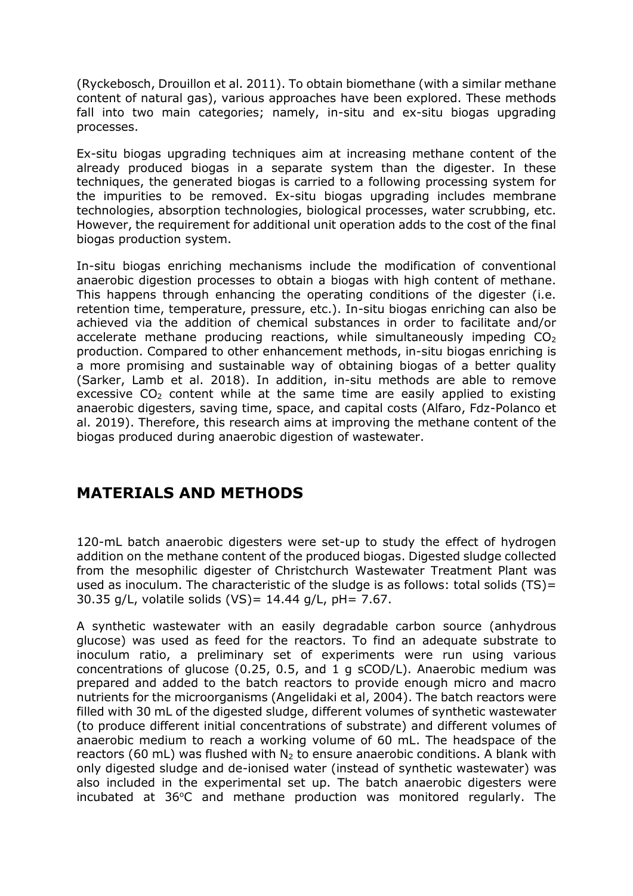(Ryckebosch, Drouillon et al. 2011). To obtain biomethane (with a similar methane content of natural gas), various approaches have been explored. These methods fall into two main categories; namely, in-situ and ex-situ biogas upgrading processes.

Ex-situ biogas upgrading techniques aim at increasing methane content of the already produced biogas in a separate system than the digester. In these techniques, the generated biogas is carried to a following processing system for the impurities to be removed. Ex-situ biogas upgrading includes membrane technologies, absorption technologies, biological processes, water scrubbing, etc. However, the requirement for additional unit operation adds to the cost of the final biogas production system.

In-situ biogas enriching mechanisms include the modification of conventional anaerobic digestion processes to obtain a biogas with high content of methane. This happens through enhancing the operating conditions of the digester (i.e. retention time, temperature, pressure, etc.). In-situ biogas enriching can also be achieved via the addition of chemical substances in order to facilitate and/or accelerate methane producing reactions, while simultaneously impeding $CO_2$ production. Compared to other enhancement methods, in-situ biogas enriching is a more promising and sustainable way of obtaining biogas of a better quality (Sarker, Lamb et al. 2018). In addition, in-situ methods are able to remove excessive $CO_2$ content while at the same time are easily applied to existing anaerobic digesters, saving time, space, and capital costs (Alfaro, Fdz-Polanco et al. 2019). Therefore, this research aims at improving the methane content of the biogas produced during anaerobic digestion of wastewater.

## MATERIALS AND METHODS

120-mL batch anaerobic digesters were set-up to study the effect of hydrogen addition on the methane content of the produced biogas. Digested sludge collected from the mesophilic digester of Christchurch Wastewater Treatment Plant was used as inoculum. The characteristic of the sludge is as follows: total solids (TS)= 30.35 g/L, volatile solids (VS)= 14.44 g/L, pH= 7.67.

A synthetic wastewater with an easily degradable carbon source (anhydrous glucose) was used as feed for the reactors. To find an adequate substrate to inoculum ratio, a preliminary set of experiments were run using various concentrations of glucose (0.25, 0.5, and 1 g sCOD/L). Anaerobic medium was prepared and added to the batch reactors to provide enough micro and macro nutrients for the microorganisms (Angelidaki et al, 2004). The batch reactors were filled with 30 mL of the digested sludge, different volumes of synthetic wastewater (to produce different initial concentrations of substrate) and different volumes of anaerobic medium to reach a working volume of 60 mL. The headspace of the reactors (60 mL) was flushed with $N_2$ to ensure anaerobic conditions. A blank with only digested sludge and de-ionised water (instead of synthetic wastewater) was also included in the experimental set up. The batch anaerobic digesters were incubated at 36°C and methane production was monitored regularly. The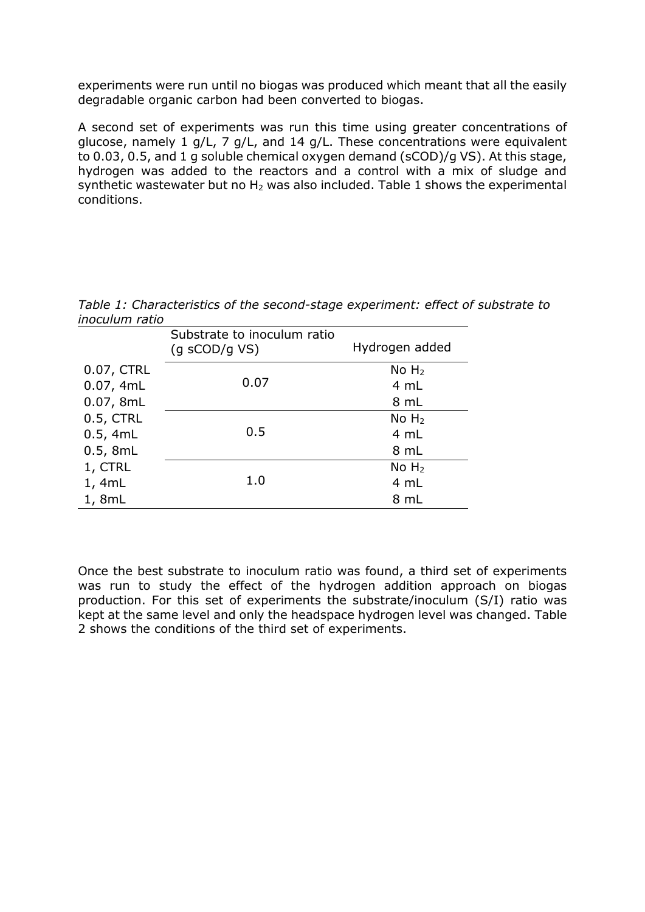experiments were run until no biogas was produced which meant that all the easily degradable organic carbon had been converted to biogas.

A second set of experiments was run this time using greater concentrations of glucose, namely 1 g/L, 7 g/L, and 14 g/L. These concentrations were equivalent to 0.03, 0.5, and 1 g soluble chemical oxygen demand (sCOD)/g VS). At this stage, hydrogen was added to the reactors and a control with a mix of sludge and synthetic wastewater but no $H_2$ was also included. Table 1 shows the experimental conditions.

*Table 1: Characteristics of the second-stage experiment: effect of substrate to inoculum ratio*

| | Substrate to inoculum ratio (g sCOD/g VS) | Hydrogen added |
|---|---|---|
| 0.07, CTRL | 0.07 | No $H_2$ |
| 0.07, 4mL | | 4 mL |
| 0.07, 8mL | | 8 mL |
| 0.5, CTRL | 0.5 | No $H_2$ |
| 0.5, 4mL | | 4 mL |
| 0.5, 8mL | | 8 mL |
| 1, CTRL | 1.0 | No $H_2$ |
| 1, 4mL | | 4 mL |
| 1, 8mL | | 8 mL |

Once the best substrate to inoculum ratio was found, a third set of experiments was run to study the effect of the hydrogen addition approach on biogas production. For this set of experiments the substrate/inoculum (S/I) ratio was kept at the same level and only the headspace hydrogen level was changed. Table 2 shows the conditions of the third set of experiments.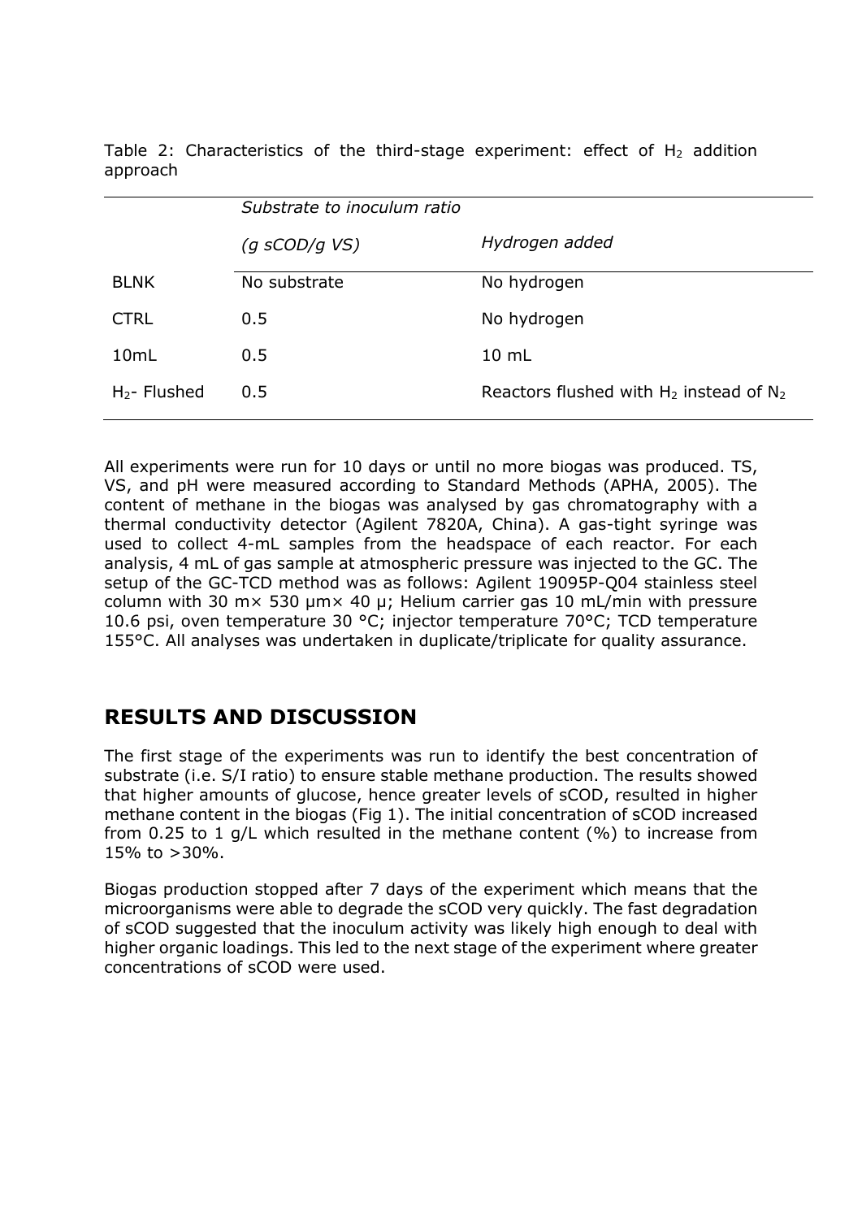Table 2: Characteristics of the third-stage experiment: effect of $H_2$ addition approach

| | *Substrate to inoculum ratio (g sCOD/g VS)* | *Hydrogen added* |
|---|---|---|
| BLNK | No substrate | No hydrogen |
| CTRL | 0.5 | No hydrogen |
| 10mL | 0.5 | 10 mL |
| $H_2$- Flushed | 0.5 | Reactors flushed with $H_2$ instead of $N_2$ |

All experiments were run for 10 days or until no more biogas was produced. TS, VS, and pH were measured according to Standard Methods (APHA, 2005). The content of methane in the biogas was analysed by gas chromatography with a thermal conductivity detector (Agilent 7820A, China). A gas-tight syringe was used to collect 4-mL samples from the headspace of each reactor. For each analysis, 4 mL of gas sample at atmospheric pressure was injected to the GC. The setup of the GC-TCD method was as follows: Agilent 19095P-Q04 stainless steel column with 30 m× 530 μm× 40 μ; Helium carrier gas 10 mL/min with pressure 10.6 psi, oven temperature 30 °C; injector temperature 70°C; TCD temperature 155°C. All analyses was undertaken in duplicate/triplicate for quality assurance.

## RESULTS AND DISCUSSION

The first stage of the experiments was run to identify the best concentration of substrate (i.e. S/I ratio) to ensure stable methane production. The results showed that higher amounts of glucose, hence greater levels of sCOD, resulted in higher methane content in the biogas (Fig 1). The initial concentration of sCOD increased from 0.25 to 1 g/L which resulted in the methane content (%) to increase from 15% to >30%.

Biogas production stopped after 7 days of the experiment which means that the microorganisms were able to degrade the sCOD very quickly. The fast degradation of sCOD suggested that the inoculum activity was likely high enough to deal with higher organic loadings. This led to the next stage of the experiment where greater concentrations of sCOD were used.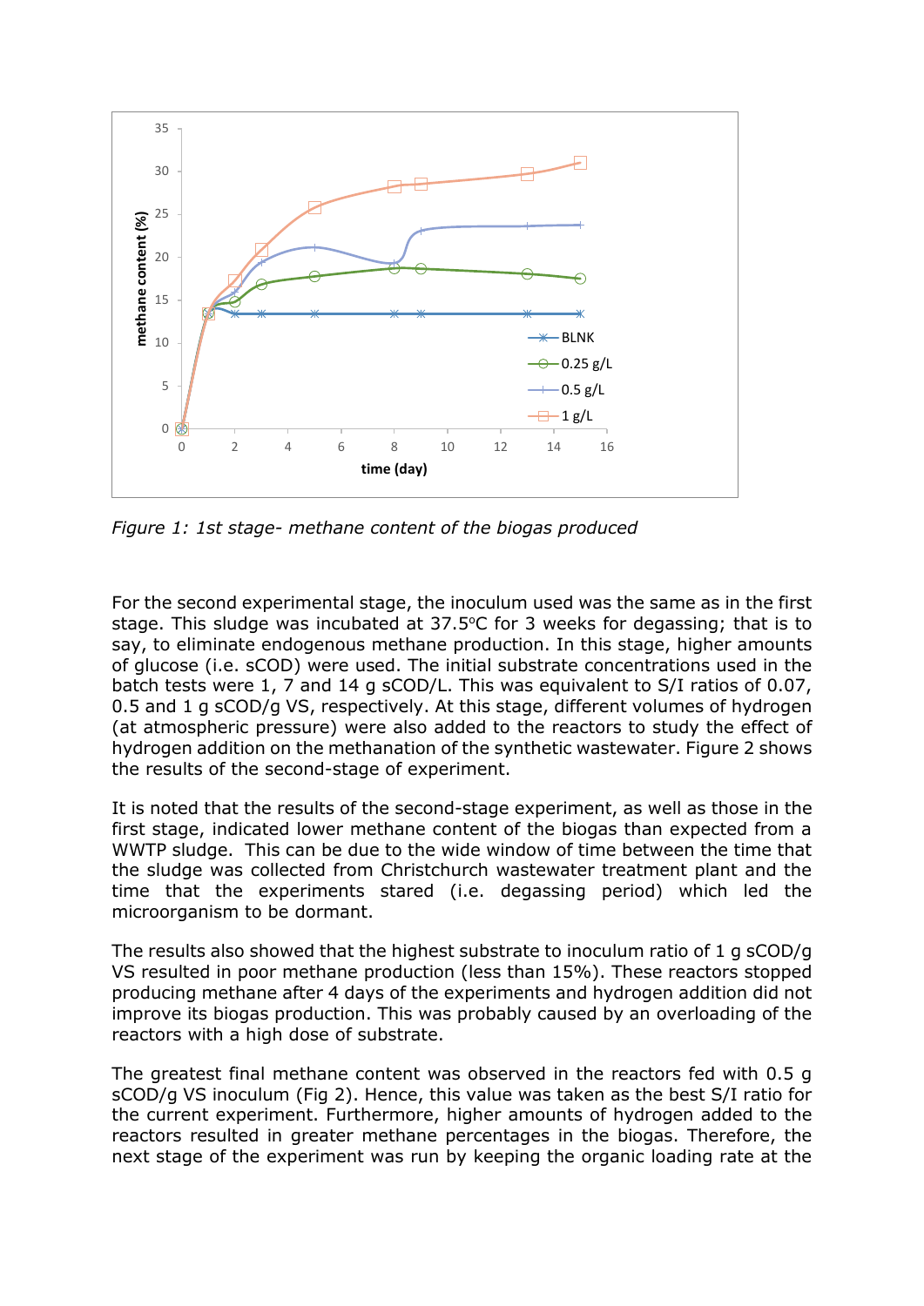*Figure 1: 1st stage- methane content of the biogas produced*

For the second experimental stage, the inoculum used was the same as in the first stage. This sludge was incubated at 37.5°C for 3 weeks for degassing; that is to say, to eliminate endogenous methane production. In this stage, higher amounts of glucose (i.e. sCOD) were used. The initial substrate concentrations used in the batch tests were 1, 7 and 14 g sCOD/L. This was equivalent to S/I ratios of 0.07, 0.5 and 1 g sCOD/g VS, respectively. At this stage, different volumes of hydrogen (at atmospheric pressure) were also added to the reactors to study the effect of hydrogen addition on the methanation of the synthetic wastewater. Figure 2 shows the results of the second-stage of experiment.

It is noted that the results of the second-stage experiment, as well as those in the first stage, indicated lower methane content of the biogas than expected from a WWTP sludge. This can be due to the wide window of time between the time that the sludge was collected from Christchurch wastewater treatment plant and the time that the experiments stared (i.e. degassing period) which led the microorganism to be dormant.

The results also showed that the highest substrate to inoculum ratio of 1 g sCOD/g VS resulted in poor methane production (less than 15%). These reactors stopped producing methane after 4 days of the experiments and hydrogen addition did not improve its biogas production. This was probably caused by an overloading of the reactors with a high dose of substrate.

The greatest final methane content was observed in the reactors fed with 0.5 g sCOD/g VS inoculum (Fig 2). Hence, this value was taken as the best S/I ratio for the current experiment. Furthermore, higher amounts of hydrogen added to the reactors resulted in greater methane percentages in the biogas. Therefore, the next stage of the experiment was run by keeping the organic loading rate at the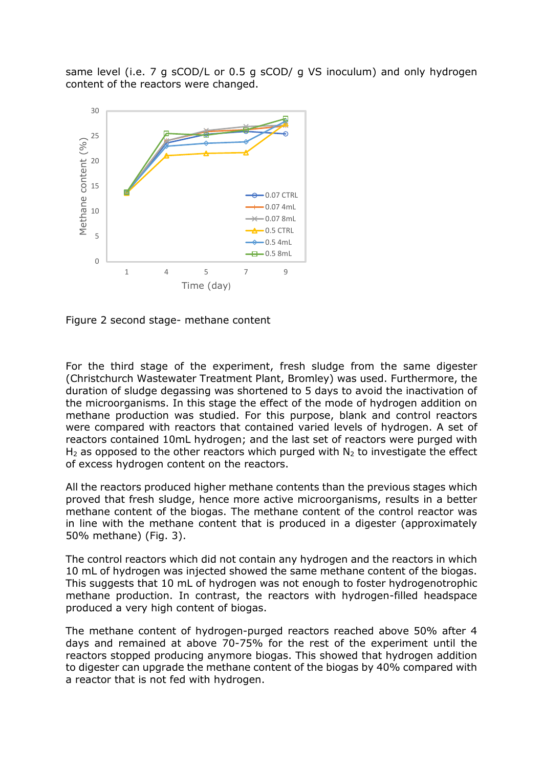same level (i.e. 7 g sCOD/L or 0.5 g sCOD/ g VS inoculum) and only hydrogen content of the reactors were changed.

Figure 2 second stage- methane content

For the third stage of the experiment, fresh sludge from the same digester (Christchurch Wastewater Treatment Plant, Bromley) was used. Furthermore, the duration of sludge degassing was shortened to 5 days to avoid the inactivation of the microorganisms. In this stage the effect of the mode of hydrogen addition on methane production was studied. For this purpose, blank and control reactors were compared with reactors that contained varied levels of hydrogen. A set of reactors contained 10mL hydrogen; and the last set of reactors were purged with $H_2$ as opposed to the other reactors which purged with $N_2$ to investigate the effect of excess hydrogen content on the reactors.

All the reactors produced higher methane contents than the previous stages which proved that fresh sludge, hence more active microorganisms, results in a better methane content of the biogas. The methane content of the control reactor was in line with the methane content that is produced in a digester (approximately 50% methane) (Fig. 3).

The control reactors which did not contain any hydrogen and the reactors in which 10 mL of hydrogen was injected showed the same methane content of the biogas. This suggests that 10 mL of hydrogen was not enough to foster hydrogenotrophic methane production. In contrast, the reactors with hydrogen-filled headspace produced a very high content of biogas.

The methane content of hydrogen-purged reactors reached above 50% after 4 days and remained at above 70-75% for the rest of the experiment until the reactors stopped producing anymore biogas. This showed that hydrogen addition to digester can upgrade the methane content of the biogas by 40% compared with a reactor that is not fed with hydrogen.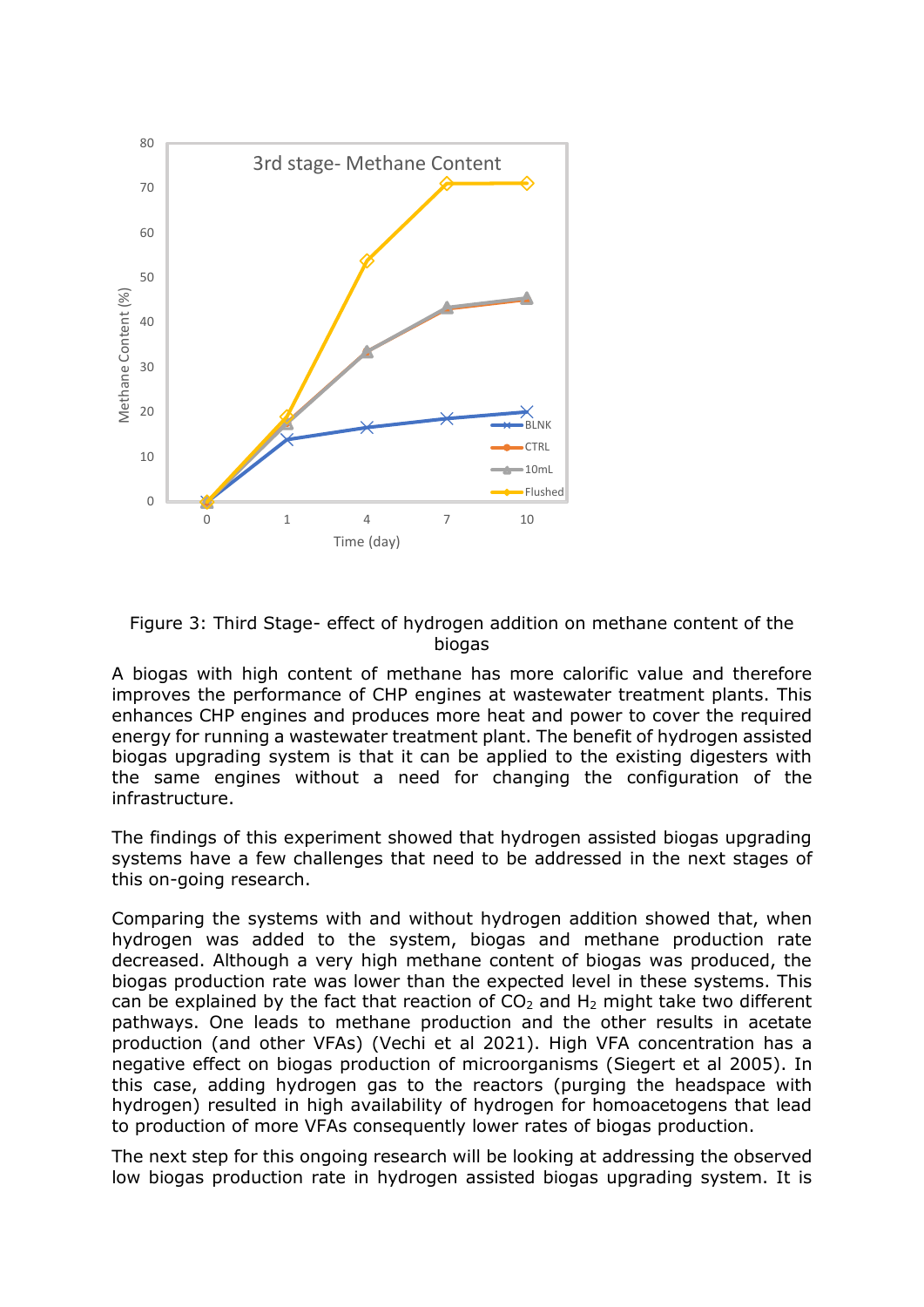Figure 3: Third Stage- effect of hydrogen addition on methane content of the biogas

A biogas with high content of methane has more calorific value and therefore improves the performance of CHP engines at wastewater treatment plants. This enhances CHP engines and produces more heat and power to cover the required energy for running a wastewater treatment plant. The benefit of hydrogen assisted biogas upgrading system is that it can be applied to the existing digesters with the same engines without a need for changing the configuration of the infrastructure.

The findings of this experiment showed that hydrogen assisted biogas upgrading systems have a few challenges that need to be addressed in the next stages of this on-going research.

Comparing the systems with and without hydrogen addition showed that, when hydrogen was added to the system, biogas and methane production rate decreased. Although a very high methane content of biogas was produced, the biogas production rate was lower than the expected level in these systems. This can be explained by the fact that reaction of $CO_2$ and $H_2$ might take two different pathways. One leads to methane production and the other results in acetate production (and other VFAs) (Vechi et al 2021). High VFA concentration has a negative effect on biogas production of microorganisms (Siegert et al 2005). In this case, adding hydrogen gas to the reactors (purging the headspace with hydrogen) resulted in high availability of hydrogen for homoacetogens that lead to production of more VFAs consequently lower rates of biogas production.

The next step for this ongoing research will be looking at addressing the observed low biogas production rate in hydrogen assisted biogas upgrading system. It is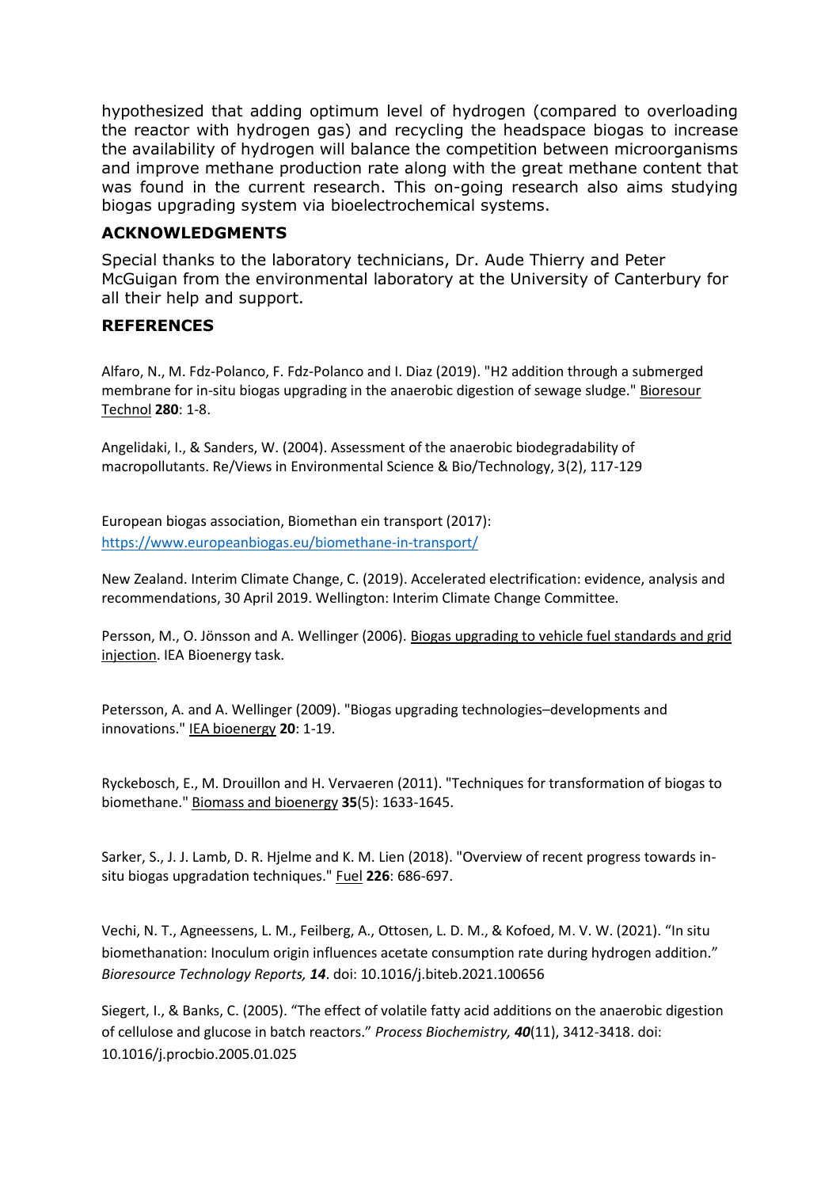hypothesized that adding optimum level of hydrogen (compared to overloading the reactor with hydrogen gas) and recycling the headspace biogas to increase the availability of hydrogen will balance the competition between microorganisms and improve methane production rate along with the great methane content that was found in the current research. This on-going research also aims studying biogas upgrading system via bioelectrochemical systems.

## ACKNOWLEDGMENTS

Special thanks to the laboratory technicians, Dr. Aude Thierry and Peter McGuigan from the environmental laboratory at the University of Canterbury for all their help and support.

## REFERENCES

Alfaro, N., M. Fdz-Polanco, F. Fdz-Polanco and I. Diaz (2019). "H2 addition through a submerged membrane for in-situ biogas upgrading in the anaerobic digestion of sewage sludge." Bioresour Technol **280**: 1-8.

Angelidaki, I., & Sanders, W. (2004). Assessment of the anaerobic biodegradability of macropollutants. Re/Views in Environmental Science & Bio/Technology, 3(2), 117-129

European biogas association, Biomethan ein transport (2017): https://www.europeanbiogas.eu/biomethane-in-transport/

New Zealand. Interim Climate Change, C. (2019). Accelerated electrification: evidence, analysis and recommendations, 30 April 2019. Wellington: Interim Climate Change Committee.

Persson, M., O. Jönsson and A. Wellinger (2006). Biogas upgrading to vehicle fuel standards and grid injection. IEA Bioenergy task.

Petersson, A. and A. Wellinger (2009). "Biogas upgrading technologies–developments and innovations." IEA bioenergy **20**: 1-19.

Ryckebosch, E., M. Drouillon and H. Vervaeren (2011). "Techniques for transformation of biogas to biomethane." Biomass and bioenergy **35**(5): 1633-1645.

Sarker, S., J. J. Lamb, D. R. Hjelme and K. M. Lien (2018). "Overview of recent progress towards in-situ biogas upgradation techniques." Fuel **226**: 686-697.

Vechi, N. T., Agneessens, L. M., Feilberg, A., Ottosen, L. D. M., & Kofoed, M. V. W. (2021). "In situ biomethanation: Inoculum origin influences acetate consumption rate during hydrogen addition." *Bioresource Technology Reports, **14***. doi: 10.1016/j.biteb.2021.100656

Siegert, I., & Banks, C. (2005). "The effect of volatile fatty acid additions on the anaerobic digestion of cellulose and glucose in batch reactors." *Process Biochemistry, **40***(11), 3412-3418. doi: 10.1016/j.procbio.2005.01.025